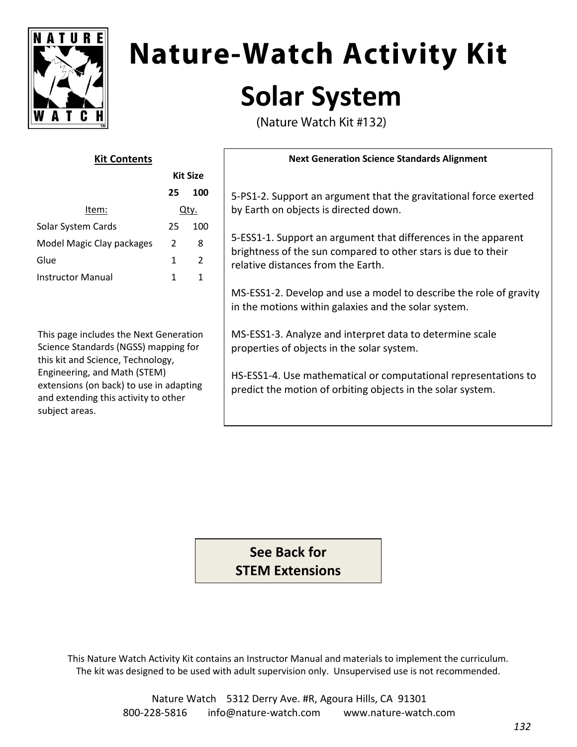# Nature-Watch Activity Kit

## Solar System

(Nature Watch Kit #132)

### Kit Contents

| Item: | Kit Size 25 Qty. | Kit Size 100 Qty. |
| --- | --- | --- |
| Solar System Cards | 25 | 100 |
| Model Magic Clay packages | 2 | 8 |
| Glue | 1 | 2 |
| Instructor Manual | 1 | 1 |

This page includes the Next Generation Science Standards (NGSS) mapping for this kit and Science, Technology, Engineering, and Math (STEM) extensions (on back) to use in adapting and extending this activity to other subject areas.

### Next Generation Science Standards Alignment

5-PS1-2. Support an argument that the gravitational force exerted by Earth on objects is directed down.

5-ESS1-1. Support an argument that differences in the apparent brightness of the sun compared to other stars is due to their relative distances from the Earth.

MS-ESS1-2. Develop and use a model to describe the role of gravity in the motions within galaxies and the solar system.

MS-ESS1-3. Analyze and interpret data to determine scale properties of objects in the solar system.

HS-ESS1-4. Use mathematical or computational representations to predict the motion of orbiting objects in the solar system.

**See Back for STEM Extensions**

This Nature Watch Activity Kit contains an Instructor Manual and materials to implement the curriculum. The kit was designed to be used with adult supervision only. Unsupervised use is not recommended.

Nature Watch 5312 Derry Ave. #R, Agoura Hills, CA 91301
800-228-5816 info@nature-watch.com www.nature-watch.com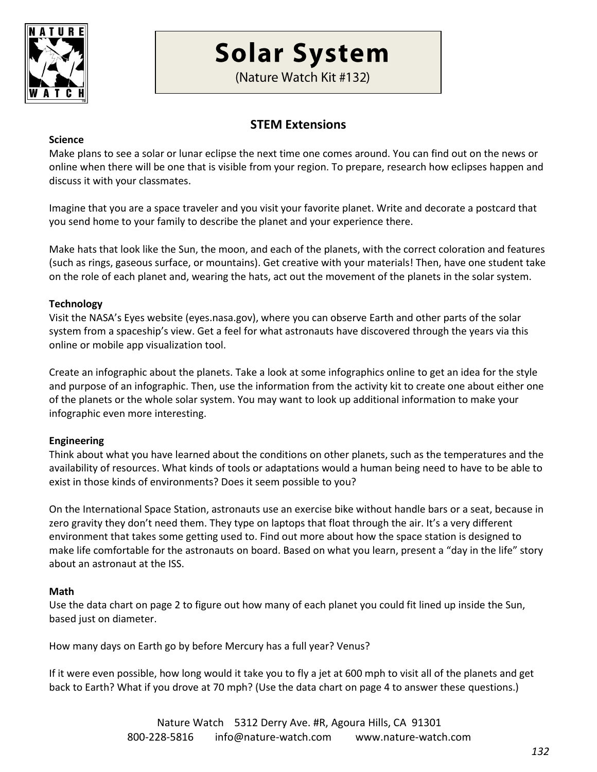# Solar System

(Nature Watch Kit #132)

## STEM Extensions

**Science**

Make plans to see a solar or lunar eclipse the next time one comes around. You can find out on the news or online when there will be one that is visible from your region. To prepare, research how eclipses happen and discuss it with your classmates.

Imagine that you are a space traveler and you visit your favorite planet. Write and decorate a postcard that you send home to your family to describe the planet and your experience there.

Make hats that look like the Sun, the moon, and each of the planets, with the correct coloration and features (such as rings, gaseous surface, or mountains). Get creative with your materials! Then, have one student take on the role of each planet and, wearing the hats, act out the movement of the planets in the solar system.

**Technology**

Visit the NASA's Eyes website (eyes.nasa.gov), where you can observe Earth and other parts of the solar system from a spaceship's view. Get a feel for what astronauts have discovered through the years via this online or mobile app visualization tool.

Create an infographic about the planets. Take a look at some infographics online to get an idea for the style and purpose of an infographic. Then, use the information from the activity kit to create one about either one of the planets or the whole solar system. You may want to look up additional information to make your infographic even more interesting.

**Engineering**

Think about what you have learned about the conditions on other planets, such as the temperatures and the availability of resources. What kinds of tools or adaptations would a human being need to have to be able to exist in those kinds of environments? Does it seem possible to you?

On the International Space Station, astronauts use an exercise bike without handle bars or a seat, because in zero gravity they don't need them. They type on laptops that float through the air. It's a very different environment that takes some getting used to. Find out more about how the space station is designed to make life comfortable for the astronauts on board. Based on what you learn, present a "day in the life" story about an astronaut at the ISS.

**Math**

Use the data chart on page 2 to figure out how many of each planet you could fit lined up inside the Sun, based just on diameter.

How many days on Earth go by before Mercury has a full year? Venus?

If it were even possible, how long would it take you to fly a jet at 600 mph to visit all of the planets and get back to Earth? What if you drove at 70 mph? (Use the data chart on page 4 to answer these questions.)

Nature Watch 5312 Derry Ave. #R, Agoura Hills, CA 91301
800-228-5816 info@nature-watch.com www.nature-watch.com